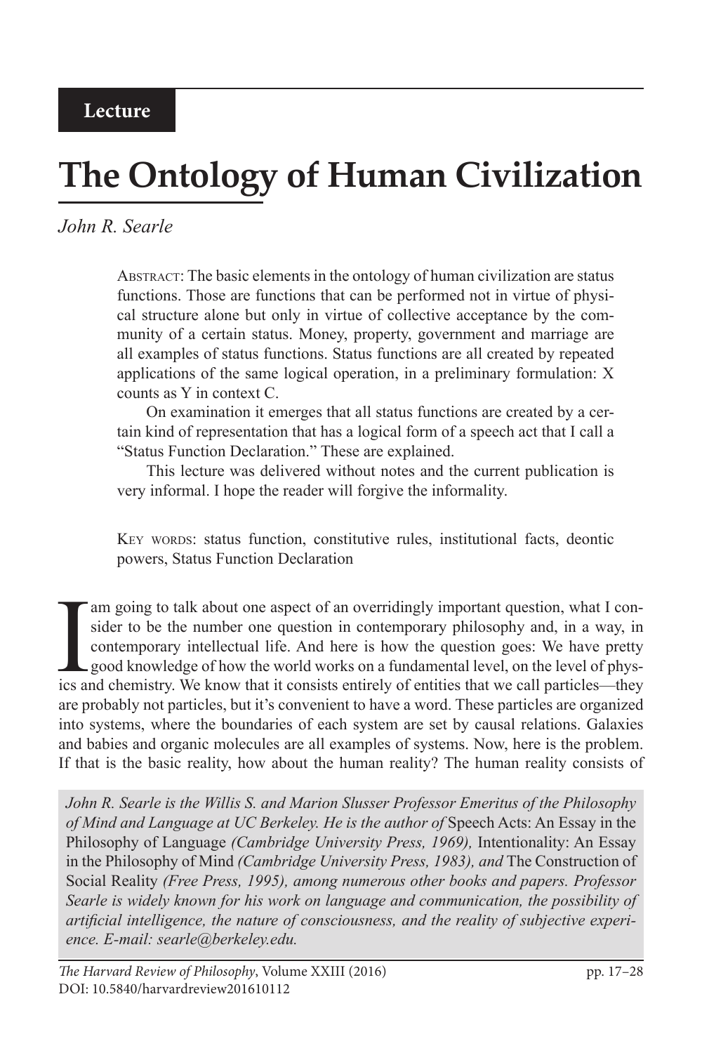**Lecture**

# The Ontology of Human Civilization

*John R. Searle*

Abstract: The basic elements in the ontology of human civilization are status functions. Those are functions that can be performed not in virtue of physical structure alone but only in virtue of collective acceptance by the community of a certain status. Money, property, government and marriage are all examples of status functions. Status functions are all created by repeated applications of the same logical operation, in a preliminary formulation: X counts as Y in context C.

On examination it emerges that all status functions are created by a certain kind of representation that has a logical form of a speech act that I call a "Status Function Declaration." These are explained.

This lecture was delivered without notes and the current publication is very informal. I hope the reader will forgive the informality.

Key words: status function, constitutive rules, institutional facts, deontic powers, Status Function Declaration

I am going to talk about one aspect of an overridingly important question, what I consider to be the number one question in contemporary philosophy and, in a way, in contemporary intellectual life. And here is how the question goes: We have pretty good knowledge of how the world works on a fundamental level, on the level of physics and chemistry. We know that it consists entirely of entities that we call particles—they are probably not particles, but it's convenient to have a word. These particles are organized into systems, where the boundaries of each system are set by causal relations. Galaxies and babies and organic molecules are all examples of systems. Now, here is the problem. If that is the basic reality, how about the human reality? The human reality consists of

*John R. Searle is the Willis S. and Marion Slusser Professor Emeritus of the Philosophy of Mind and Language at UC Berkeley. He is the author of* Speech Acts: An Essay in the Philosophy of Language *(Cambridge University Press, 1969),* Intentionality: An Essay in the Philosophy of Mind *(Cambridge University Press, 1983), and* The Construction of Social Reality *(Free Press, 1995), among numerous other books and papers. Professor Searle is widely known for his work on language and communication, the possibility of artificial intelligence, the nature of consciousness, and the reality of subjective experience. E-mail: searle@berkeley.edu.*

*The Harvard Review of Philosophy*, Volume XXIII (2016)
DOI: 10.5840/harvardreview201610112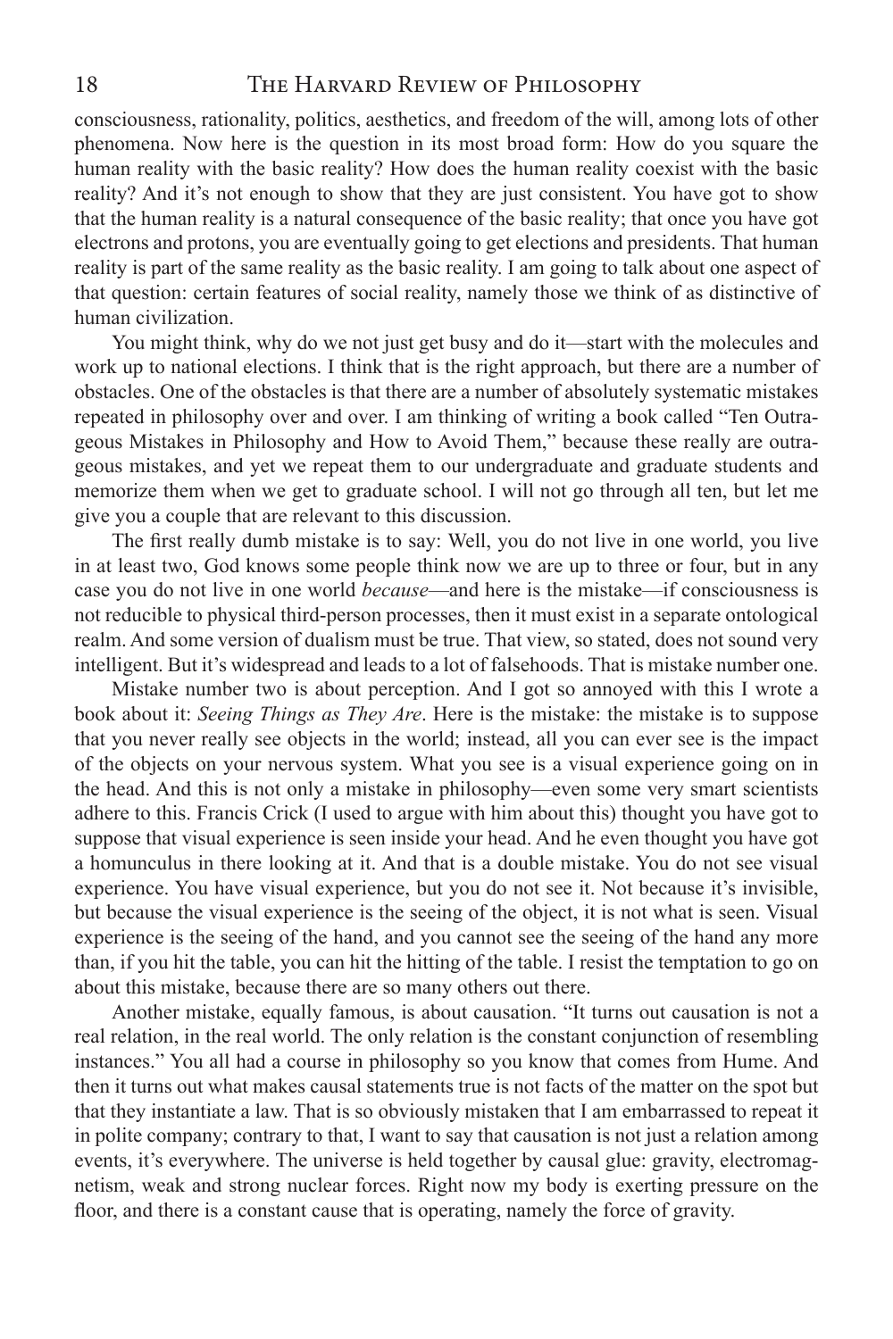consciousness, rationality, politics, aesthetics, and freedom of the will, among lots of other phenomena. Now here is the question in its most broad form: How do you square the human reality with the basic reality? How does the human reality coexist with the basic reality? And it's not enough to show that they are just consistent. You have got to show that the human reality is a natural consequence of the basic reality; that once you have got electrons and protons, you are eventually going to get elections and presidents. That human reality is part of the same reality as the basic reality. I am going to talk about one aspect of that question: certain features of social reality, namely those we think of as distinctive of human civilization.

You might think, why do we not just get busy and do it—start with the molecules and work up to national elections. I think that is the right approach, but there are a number of obstacles. One of the obstacles is that there are a number of absolutely systematic mistakes repeated in philosophy over and over. I am thinking of writing a book called "Ten Outrageous Mistakes in Philosophy and How to Avoid Them," because these really are outrageous mistakes, and yet we repeat them to our undergraduate and graduate students and memorize them when we get to graduate school. I will not go through all ten, but let me give you a couple that are relevant to this discussion.

The first really dumb mistake is to say: Well, you do not live in one world, you live in at least two, God knows some people think now we are up to three or four, but in any case you do not live in one world *because*—and here is the mistake—if consciousness is not reducible to physical third-person processes, then it must exist in a separate ontological realm. And some version of dualism must be true. That view, so stated, does not sound very intelligent. But it's widespread and leads to a lot of falsehoods. That is mistake number one.

Mistake number two is about perception. And I got so annoyed with this I wrote a book about it: *Seeing Things as They Are*. Here is the mistake: the mistake is to suppose that you never really see objects in the world; instead, all you can ever see is the impact of the objects on your nervous system. What you see is a visual experience going on in the head. And this is not only a mistake in philosophy—even some very smart scientists adhere to this. Francis Crick (I used to argue with him about this) thought you have got to suppose that visual experience is seen inside your head. And he even thought you have got a homunculus in there looking at it. And that is a double mistake. You do not see visual experience. You have visual experience, but you do not see it. Not because it's invisible, but because the visual experience is the seeing of the object, it is not what is seen. Visual experience is the seeing of the hand, and you cannot see the seeing of the hand any more than, if you hit the table, you can hit the hitting of the table. I resist the temptation to go on about this mistake, because there are so many others out there.

Another mistake, equally famous, is about causation. "It turns out causation is not a real relation, in the real world. The only relation is the constant conjunction of resembling instances." You all had a course in philosophy so you know that comes from Hume. And then it turns out what makes causal statements true is not facts of the matter on the spot but that they instantiate a law. That is so obviously mistaken that I am embarrassed to repeat it in polite company; contrary to that, I want to say that causation is not just a relation among events, it's everywhere. The universe is held together by causal glue: gravity, electromagnetism, weak and strong nuclear forces. Right now my body is exerting pressure on the floor, and there is a constant cause that is operating, namely the force of gravity.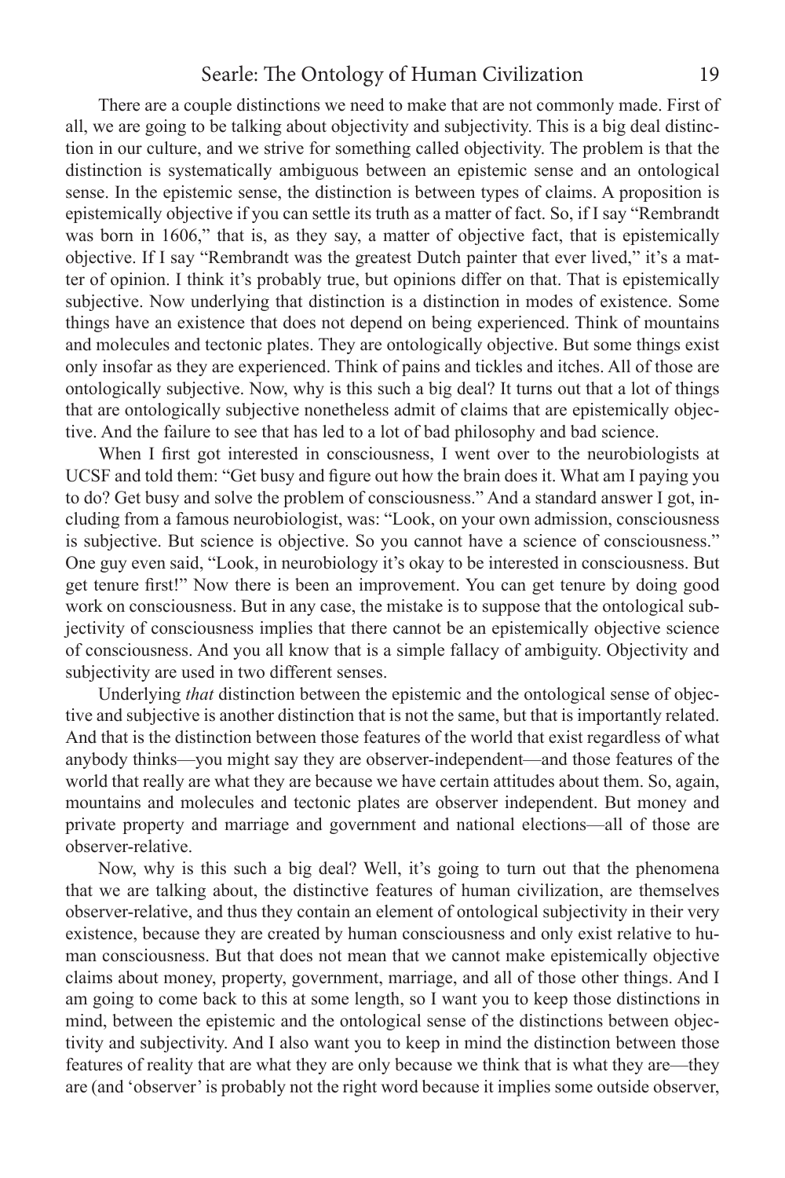There are a couple distinctions we need to make that are not commonly made. First of all, we are going to be talking about objectivity and subjectivity. This is a big deal distinction in our culture, and we strive for something called objectivity. The problem is that the distinction is systematically ambiguous between an epistemic sense and an ontological sense. In the epistemic sense, the distinction is between types of claims. A proposition is epistemically objective if you can settle its truth as a matter of fact. So, if I say "Rembrandt was born in 1606," that is, as they say, a matter of objective fact, that is epistemically objective. If I say "Rembrandt was the greatest Dutch painter that ever lived," it's a matter of opinion. I think it's probably true, but opinions differ on that. That is epistemically subjective. Now underlying that distinction is a distinction in modes of existence. Some things have an existence that does not depend on being experienced. Think of mountains and molecules and tectonic plates. They are ontologically objective. But some things exist only insofar as they are experienced. Think of pains and tickles and itches. All of those are ontologically subjective. Now, why is this such a big deal? It turns out that a lot of things that are ontologically subjective nonetheless admit of claims that are epistemically objective. And the failure to see that has led to a lot of bad philosophy and bad science.

When I first got interested in consciousness, I went over to the neurobiologists at UCSF and told them: "Get busy and figure out how the brain does it. What am I paying you to do? Get busy and solve the problem of consciousness." And a standard answer I got, including from a famous neurobiologist, was: "Look, on your own admission, consciousness is subjective. But science is objective. So you cannot have a science of consciousness." One guy even said, "Look, in neurobiology it's okay to be interested in consciousness. But get tenure first!" Now there is been an improvement. You can get tenure by doing good work on consciousness. But in any case, the mistake is to suppose that the ontological subjectivity of consciousness implies that there cannot be an epistemically objective science of consciousness. And you all know that is a simple fallacy of ambiguity. Objectivity and subjectivity are used in two different senses.

Underlying *that* distinction between the epistemic and the ontological sense of objective and subjective is another distinction that is not the same, but that is importantly related. And that is the distinction between those features of the world that exist regardless of what anybody thinks—you might say they are observer-independent—and those features of the world that really are what they are because we have certain attitudes about them. So, again, mountains and molecules and tectonic plates are observer independent. But money and private property and marriage and government and national elections—all of those are observer-relative.

Now, why is this such a big deal? Well, it's going to turn out that the phenomena that we are talking about, the distinctive features of human civilization, are themselves observer-relative, and thus they contain an element of ontological subjectivity in their very existence, because they are created by human consciousness and only exist relative to human consciousness. But that does not mean that we cannot make epistemically objective claims about money, property, government, marriage, and all of those other things. And I am going to come back to this at some length, so I want you to keep those distinctions in mind, between the epistemic and the ontological sense of the distinctions between objectivity and subjectivity. And I also want you to keep in mind the distinction between those features of reality that are what they are only because we think that is what they are—they are (and 'observer' is probably not the right word because it implies some outside observer,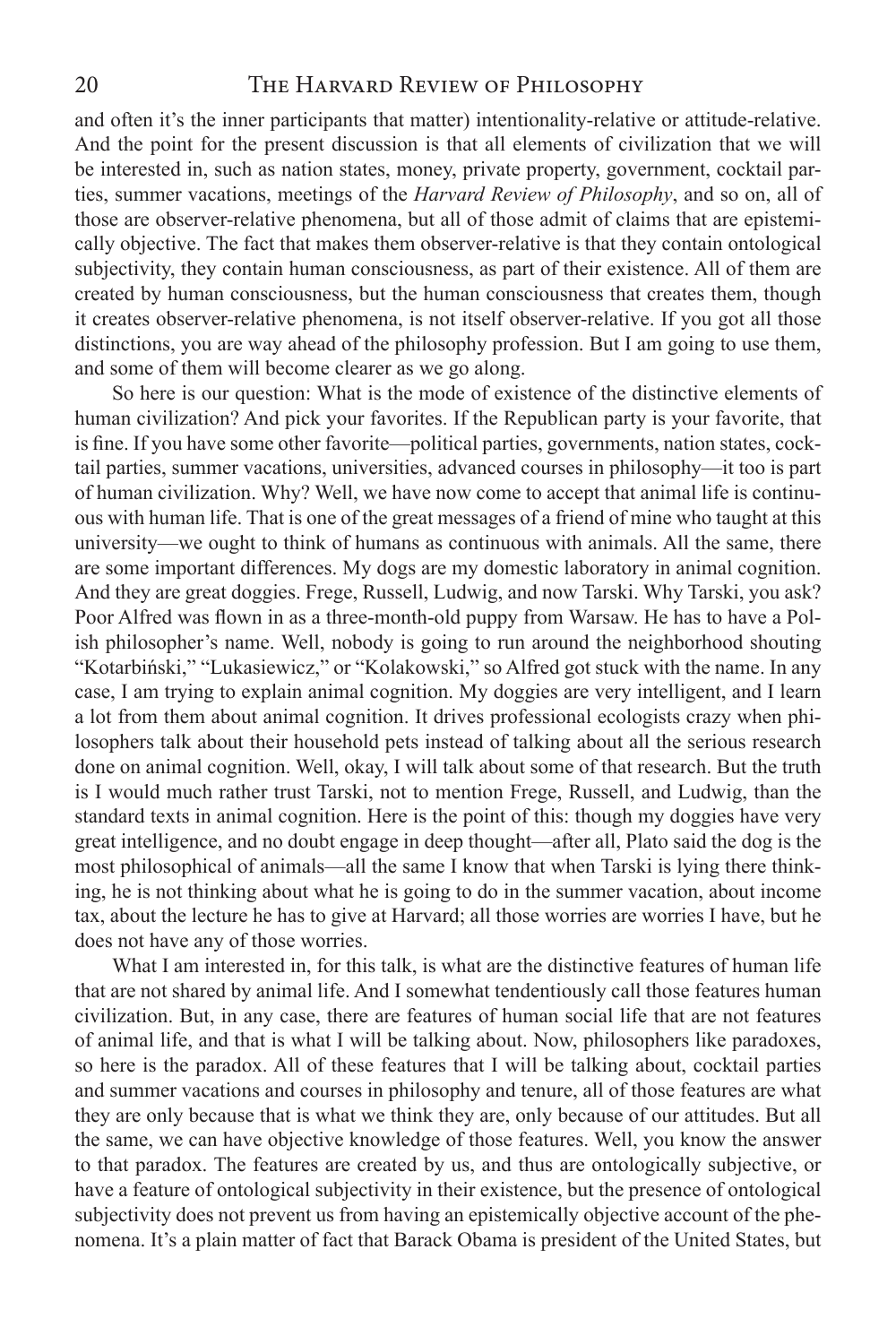and often it's the inner participants that matter) intentionality-relative or attitude-relative. And the point for the present discussion is that all elements of civilization that we will be interested in, such as nation states, money, private property, government, cocktail parties, summer vacations, meetings of the *Harvard Review of Philosophy*, and so on, all of those are observer-relative phenomena, but all of those admit of claims that are epistemically objective. The fact that makes them observer-relative is that they contain ontological subjectivity, they contain human consciousness, as part of their existence. All of them are created by human consciousness, but the human consciousness that creates them, though it creates observer-relative phenomena, is not itself observer-relative. If you got all those distinctions, you are way ahead of the philosophy profession. But I am going to use them, and some of them will become clearer as we go along.

So here is our question: What is the mode of existence of the distinctive elements of human civilization? And pick your favorites. If the Republican party is your favorite, that is fine. If you have some other favorite—political parties, governments, nation states, cocktail parties, summer vacations, universities, advanced courses in philosophy—it too is part of human civilization. Why? Well, we have now come to accept that animal life is continuous with human life. That is one of the great messages of a friend of mine who taught at this university—we ought to think of humans as continuous with animals. All the same, there are some important differences. My dogs are my domestic laboratory in animal cognition. And they are great doggies. Frege, Russell, Ludwig, and now Tarski. Why Tarski, you ask? Poor Alfred was flown in as a three-month-old puppy from Warsaw. He has to have a Polish philosopher's name. Well, nobody is going to run around the neighborhood shouting "Kotarbiński," "Lukasiewicz," or "Kolakowski," so Alfred got stuck with the name. In any case, I am trying to explain animal cognition. My doggies are very intelligent, and I learn a lot from them about animal cognition. It drives professional ecologists crazy when philosophers talk about their household pets instead of talking about all the serious research done on animal cognition. Well, okay, I will talk about some of that research. But the truth is I would much rather trust Tarski, not to mention Frege, Russell, and Ludwig, than the standard texts in animal cognition. Here is the point of this: though my doggies have very great intelligence, and no doubt engage in deep thought—after all, Plato said the dog is the most philosophical of animals—all the same I know that when Tarski is lying there thinking, he is not thinking about what he is going to do in the summer vacation, about income tax, about the lecture he has to give at Harvard; all those worries are worries I have, but he does not have any of those worries.

What I am interested in, for this talk, is what are the distinctive features of human life that are not shared by animal life. And I somewhat tendentiously call those features human civilization. But, in any case, there are features of human social life that are not features of animal life, and that is what I will be talking about. Now, philosophers like paradoxes, so here is the paradox. All of these features that I will be talking about, cocktail parties and summer vacations and courses in philosophy and tenure, all of those features are what they are only because that is what we think they are, only because of our attitudes. But all the same, we can have objective knowledge of those features. Well, you know the answer to that paradox. The features are created by us, and thus are ontologically subjective, or have a feature of ontological subjectivity in their existence, but the presence of ontological subjectivity does not prevent us from having an epistemically objective account of the phenomena. It's a plain matter of fact that Barack Obama is president of the United States, but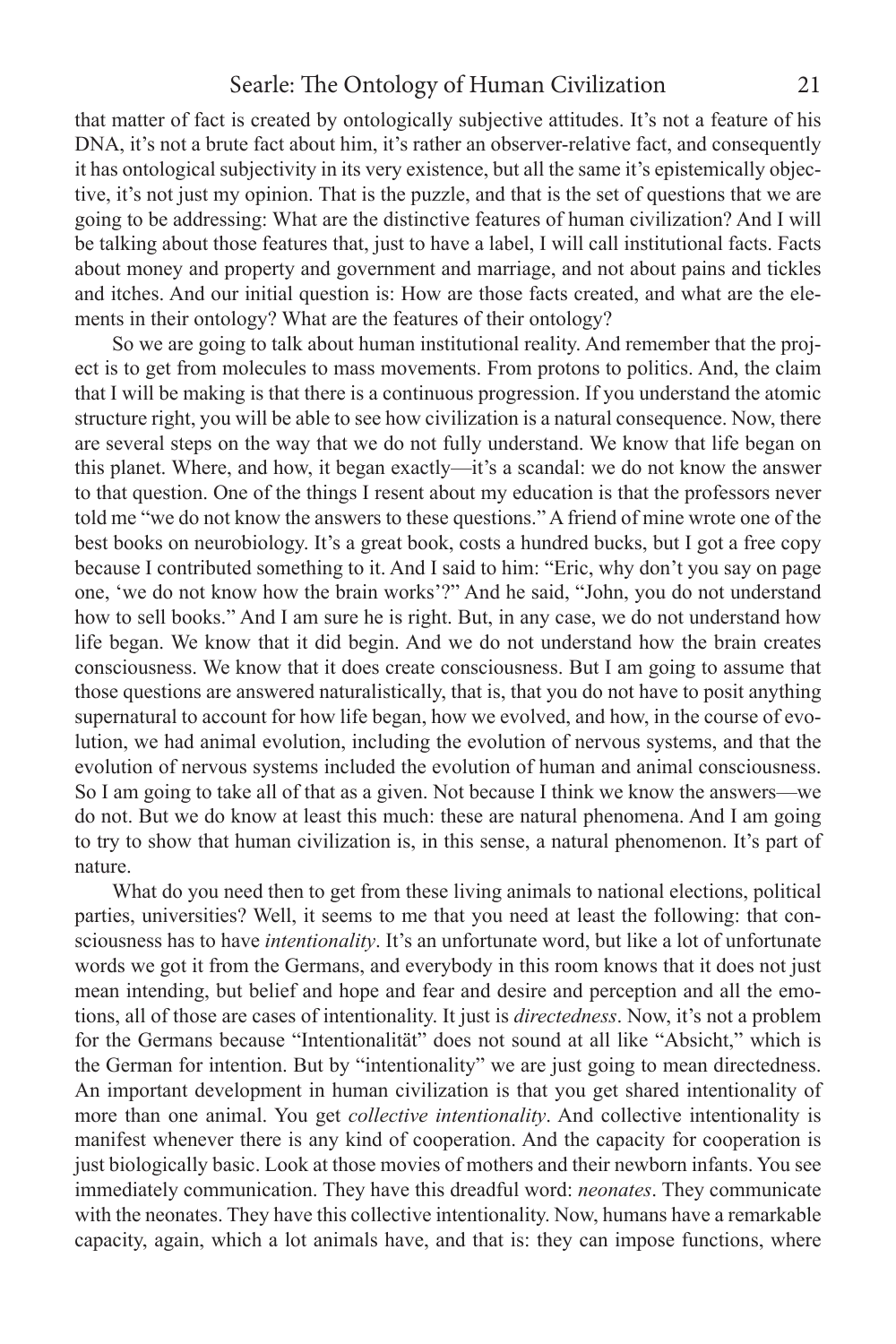that matter of fact is created by ontologically subjective attitudes. It's not a feature of his DNA, it's not a brute fact about him, it's rather an observer-relative fact, and consequently it has ontological subjectivity in its very existence, but all the same it's epistemically objective, it's not just my opinion. That is the puzzle, and that is the set of questions that we are going to be addressing: What are the distinctive features of human civilization? And I will be talking about those features that, just to have a label, I will call institutional facts. Facts about money and property and government and marriage, and not about pains and tickles and itches. And our initial question is: How are those facts created, and what are the elements in their ontology? What are the features of their ontology?

So we are going to talk about human institutional reality. And remember that the project is to get from molecules to mass movements. From protons to politics. And, the claim that I will be making is that there is a continuous progression. If you understand the atomic structure right, you will be able to see how civilization is a natural consequence. Now, there are several steps on the way that we do not fully understand. We know that life began on this planet. Where, and how, it began exactly—it's a scandal: we do not know the answer to that question. One of the things I resent about my education is that the professors never told me "we do not know the answers to these questions." A friend of mine wrote one of the best books on neurobiology. It's a great book, costs a hundred bucks, but I got a free copy because I contributed something to it. And I said to him: "Eric, why don't you say on page one, 'we do not know how the brain works'?" And he said, "John, you do not understand how to sell books." And I am sure he is right. But, in any case, we do not understand how life began. We know that it did begin. And we do not understand how the brain creates consciousness. We know that it does create consciousness. But I am going to assume that those questions are answered naturalistically, that is, that you do not have to posit anything supernatural to account for how life began, how we evolved, and how, in the course of evolution, we had animal evolution, including the evolution of nervous systems, and that the evolution of nervous systems included the evolution of human and animal consciousness. So I am going to take all of that as a given. Not because I think we know the answers—we do not. But we do know at least this much: these are natural phenomena. And I am going to try to show that human civilization is, in this sense, a natural phenomenon. It's part of nature.

What do you need then to get from these living animals to national elections, political parties, universities? Well, it seems to me that you need at least the following: that consciousness has to have *intentionality*. It's an unfortunate word, but like a lot of unfortunate words we got it from the Germans, and everybody in this room knows that it does not just mean intending, but belief and hope and fear and desire and perception and all the emotions, all of those are cases of intentionality. It just is *directedness*. Now, it's not a problem for the Germans because "Intentionalität" does not sound at all like "Absicht," which is the German for intention. But by "intentionality" we are just going to mean directedness. An important development in human civilization is that you get shared intentionality of more than one animal. You get *collective intentionality*. And collective intentionality is manifest whenever there is any kind of cooperation. And the capacity for cooperation is just biologically basic. Look at those movies of mothers and their newborn infants. You see immediately communication. They have this dreadful word: *neonates*. They communicate with the neonates. They have this collective intentionality. Now, humans have a remarkable capacity, again, which a lot animals have, and that is: they can impose functions, where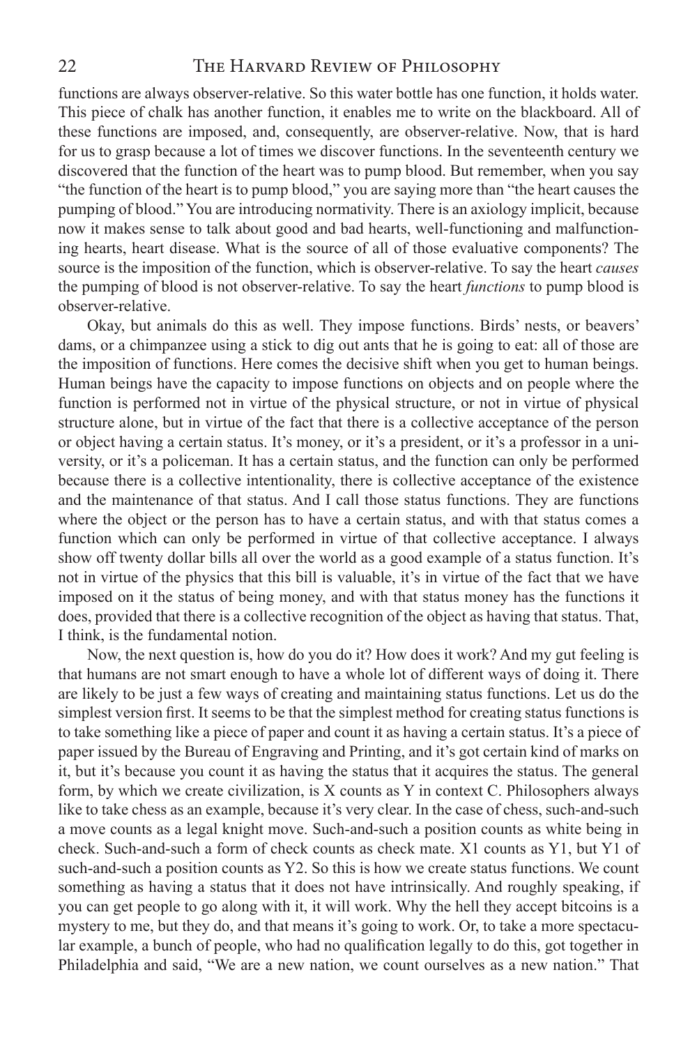functions are always observer-relative. So this water bottle has one function, it holds water. This piece of chalk has another function, it enables me to write on the blackboard. All of these functions are imposed, and, consequently, are observer-relative. Now, that is hard for us to grasp because a lot of times we discover functions. In the seventeenth century we discovered that the function of the heart was to pump blood. But remember, when you say "the function of the heart is to pump blood," you are saying more than "the heart causes the pumping of blood." You are introducing normativity. There is an axiology implicit, because now it makes sense to talk about good and bad hearts, well-functioning and malfunctioning hearts, heart disease. What is the source of all of those evaluative components? The source is the imposition of the function, which is observer-relative. To say the heart *causes* the pumping of blood is not observer-relative. To say the heart *functions* to pump blood is observer-relative.

Okay, but animals do this as well. They impose functions. Birds' nests, or beavers' dams, or a chimpanzee using a stick to dig out ants that he is going to eat: all of those are the imposition of functions. Here comes the decisive shift when you get to human beings. Human beings have the capacity to impose functions on objects and on people where the function is performed not in virtue of the physical structure, or not in virtue of physical structure alone, but in virtue of the fact that there is a collective acceptance of the person or object having a certain status. It's money, or it's a president, or it's a professor in a university, or it's a policeman. It has a certain status, and the function can only be performed because there is a collective intentionality, there is collective acceptance of the existence and the maintenance of that status. And I call those status functions. They are functions where the object or the person has to have a certain status, and with that status comes a function which can only be performed in virtue of that collective acceptance. I always show off twenty dollar bills all over the world as a good example of a status function. It's not in virtue of the physics that this bill is valuable, it's in virtue of the fact that we have imposed on it the status of being money, and with that status money has the functions it does, provided that there is a collective recognition of the object as having that status. That, I think, is the fundamental notion.

Now, the next question is, how do you do it? How does it work? And my gut feeling is that humans are not smart enough to have a whole lot of different ways of doing it. There are likely to be just a few ways of creating and maintaining status functions. Let us do the simplest version first. It seems to be that the simplest method for creating status functions is to take something like a piece of paper and count it as having a certain status. It's a piece of paper issued by the Bureau of Engraving and Printing, and it's got certain kind of marks on it, but it's because you count it as having the status that it acquires the status. The general form, by which we create civilization, is X counts as Y in context C. Philosophers always like to take chess as an example, because it's very clear. In the case of chess, such-and-such a move counts as a legal knight move. Such-and-such a position counts as white being in check. Such-and-such a form of check counts as check mate. X1 counts as Y1, but Y1 of such-and-such a position counts as Y2. So this is how we create status functions. We count something as having a status that it does not have intrinsically. And roughly speaking, if you can get people to go along with it, it will work. Why the hell they accept bitcoins is a mystery to me, but they do, and that means it's going to work. Or, to take a more spectacular example, a bunch of people, who had no qualification legally to do this, got together in Philadelphia and said, "We are a new nation, we count ourselves as a new nation." That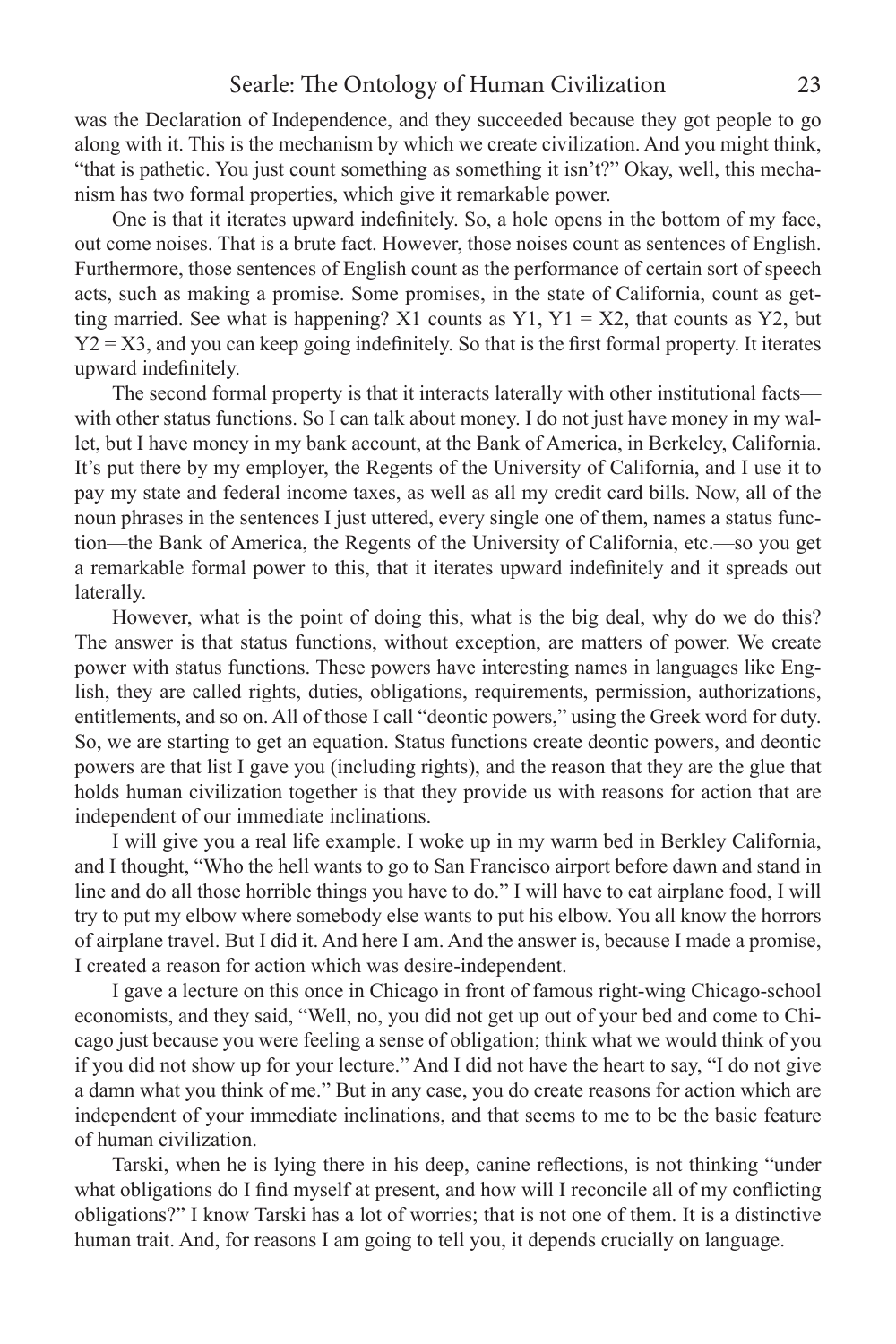was the Declaration of Independence, and they succeeded because they got people to go along with it. This is the mechanism by which we create civilization. And you might think, "that is pathetic. You just count something as something it isn't?" Okay, well, this mechanism has two formal properties, which give it remarkable power.

One is that it iterates upward indefinitely. So, a hole opens in the bottom of my face, out come noises. That is a brute fact. However, those noises count as sentences of English. Furthermore, those sentences of English count as the performance of certain sort of speech acts, such as making a promise. Some promises, in the state of California, count as getting married. See what is happening? $X1$ counts as $Y1$, $Y1 = X2$, that counts as $Y2$, but $Y2 = X3$, and you can keep going indefinitely. So that is the first formal property. It iterates upward indefinitely.

The second formal property is that it interacts laterally with other institutional facts—with other status functions. So I can talk about money. I do not just have money in my wallet, but I have money in my bank account, at the Bank of America, in Berkeley, California. It's put there by my employer, the Regents of the University of California, and I use it to pay my state and federal income taxes, as well as all my credit card bills. Now, all of the noun phrases in the sentences I just uttered, every single one of them, names a status function—the Bank of America, the Regents of the University of California, etc.—so you get a remarkable formal power to this, that it iterates upward indefinitely and it spreads out laterally.

However, what is the point of doing this, what is the big deal, why do we do this? The answer is that status functions, without exception, are matters of power. We create power with status functions. These powers have interesting names in languages like English, they are called rights, duties, obligations, requirements, permission, authorizations, entitlements, and so on. All of those I call "deontic powers," using the Greek word for duty. So, we are starting to get an equation. Status functions create deontic powers, and deontic powers are that list I gave you (including rights), and the reason that they are the glue that holds human civilization together is that they provide us with reasons for action that are independent of our immediate inclinations.

I will give you a real life example. I woke up in my warm bed in Berkley California, and I thought, "Who the hell wants to go to San Francisco airport before dawn and stand in line and do all those horrible things you have to do." I will have to eat airplane food, I will try to put my elbow where somebody else wants to put his elbow. You all know the horrors of airplane travel. But I did it. And here I am. And the answer is, because I made a promise, I created a reason for action which was desire-independent.

I gave a lecture on this once in Chicago in front of famous right-wing Chicago-school economists, and they said, "Well, no, you did not get up out of your bed and come to Chicago just because you were feeling a sense of obligation; think what we would think of you if you did not show up for your lecture." And I did not have the heart to say, "I do not give a damn what you think of me." But in any case, you do create reasons for action which are independent of your immediate inclinations, and that seems to me to be the basic feature of human civilization.

Tarski, when he is lying there in his deep, canine reflections, is not thinking "under what obligations do I find myself at present, and how will I reconcile all of my conflicting obligations?" I know Tarski has a lot of worries; that is not one of them. It is a distinctive human trait. And, for reasons I am going to tell you, it depends crucially on language.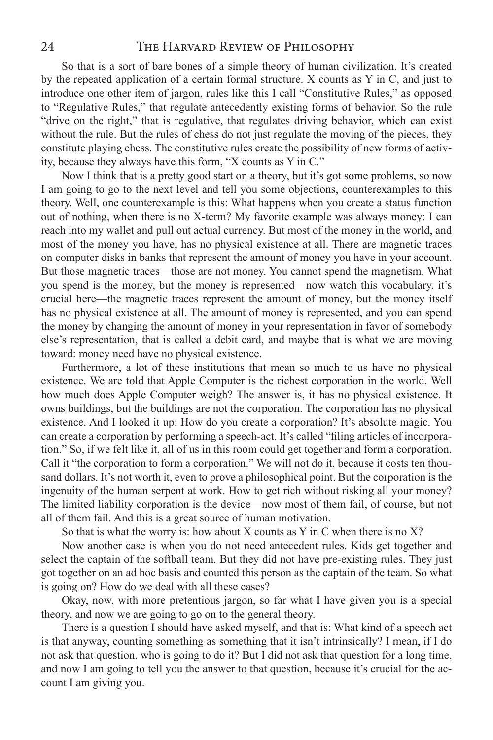So that is a sort of bare bones of a simple theory of human civilization. It's created by the repeated application of a certain formal structure. X counts as Y in C, and just to introduce one other item of jargon, rules like this I call "Constitutive Rules," as opposed to "Regulative Rules," that regulate antecedently existing forms of behavior. So the rule "drive on the right," that is regulative, that regulates driving behavior, which can exist without the rule. But the rules of chess do not just regulate the moving of the pieces, they constitute playing chess. The constitutive rules create the possibility of new forms of activity, because they always have this form, "X counts as Y in C."

Now I think that is a pretty good start on a theory, but it's got some problems, so now I am going to go to the next level and tell you some objections, counterexamples to this theory. Well, one counterexample is this: What happens when you create a status function out of nothing, when there is no X-term? My favorite example was always money: I can reach into my wallet and pull out actual currency. But most of the money in the world, and most of the money you have, has no physical existence at all. There are magnetic traces on computer disks in banks that represent the amount of money you have in your account. But those magnetic traces—those are not money. You cannot spend the magnetism. What you spend is the money, but the money is represented—now watch this vocabulary, it's crucial here—the magnetic traces represent the amount of money, but the money itself has no physical existence at all. The amount of money is represented, and you can spend the money by changing the amount of money in your representation in favor of somebody else's representation, that is called a debit card, and maybe that is what we are moving toward: money need have no physical existence.

Furthermore, a lot of these institutions that mean so much to us have no physical existence. We are told that Apple Computer is the richest corporation in the world. Well how much does Apple Computer weigh? The answer is, it has no physical existence. It owns buildings, but the buildings are not the corporation. The corporation has no physical existence. And I looked it up: How do you create a corporation? It's absolute magic. You can create a corporation by performing a speech-act. It's called "filing articles of incorporation." So, if we felt like it, all of us in this room could get together and form a corporation. Call it "the corporation to form a corporation." We will not do it, because it costs ten thousand dollars. It's not worth it, even to prove a philosophical point. But the corporation is the ingenuity of the human serpent at work. How to get rich without risking all your money? The limited liability corporation is the device—now most of them fail, of course, but not all of them fail. And this is a great source of human motivation.

So that is what the worry is: how about X counts as Y in C when there is no X?

Now another case is when you do not need antecedent rules. Kids get together and select the captain of the softball team. But they did not have pre-existing rules. They just got together on an ad hoc basis and counted this person as the captain of the team. So what is going on? How do we deal with all these cases?

Okay, now, with more pretentious jargon, so far what I have given you is a special theory, and now we are going to go on to the general theory.

There is a question I should have asked myself, and that is: What kind of a speech act is that anyway, counting something as something that it isn't intrinsically? I mean, if I do not ask that question, who is going to do it? But I did not ask that question for a long time, and now I am going to tell you the answer to that question, because it's crucial for the account I am giving you.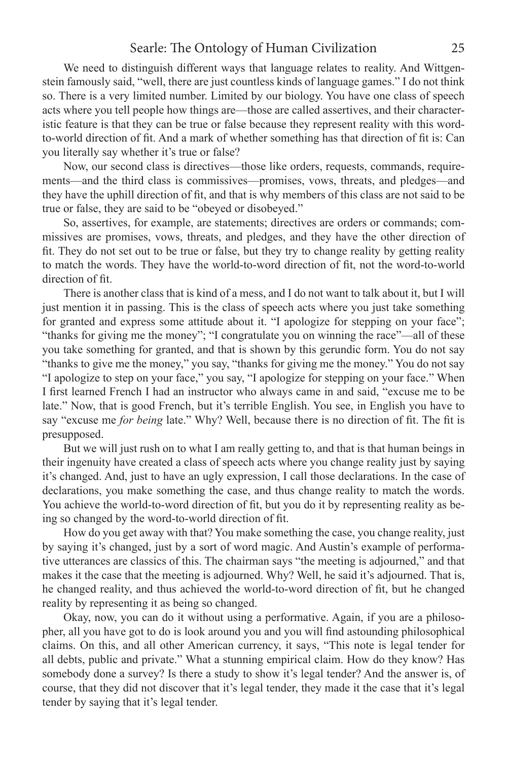We need to distinguish different ways that language relates to reality. And Wittgenstein famously said, "well, there are just countless kinds of language games." I do not think so. There is a very limited number. Limited by our biology. You have one class of speech acts where you tell people how things are—those are called assertives, and their characteristic feature is that they can be true or false because they represent reality with this word-to-world direction of fit. And a mark of whether something has that direction of fit is: Can you literally say whether it's true or false?

Now, our second class is directives—those like orders, requests, commands, requirements—and the third class is commissives—promises, vows, threats, and pledges—and they have the uphill direction of fit, and that is why members of this class are not said to be true or false, they are said to be "obeyed or disobeyed."

So, assertives, for example, are statements; directives are orders or commands; commissives are promises, vows, threats, and pledges, and they have the other direction of fit. They do not set out to be true or false, but they try to change reality by getting reality to match the words. They have the world-to-word direction of fit, not the word-to-world direction of fit.

There is another class that is kind of a mess, and I do not want to talk about it, but I will just mention it in passing. This is the class of speech acts where you just take something for granted and express some attitude about it. "I apologize for stepping on your face"; "thanks for giving me the money"; "I congratulate you on winning the race"—all of these you take something for granted, and that is shown by this gerundic form. You do not say "thanks to give me the money," you say, "thanks for giving me the money." You do not say "I apologize to step on your face," you say, "I apologize for stepping on your face." When I first learned French I had an instructor who always came in and said, "excuse me to be late." Now, that is good French, but it's terrible English. You see, in English you have to say "excuse me *for being* late." Why? Well, because there is no direction of fit. The fit is presupposed.

But we will just rush on to what I am really getting to, and that is that human beings in their ingenuity have created a class of speech acts where you change reality just by saying it's changed. And, just to have an ugly expression, I call those declarations. In the case of declarations, you make something the case, and thus change reality to match the words. You achieve the world-to-word direction of fit, but you do it by representing reality as being so changed by the word-to-world direction of fit.

How do you get away with that? You make something the case, you change reality, just by saying it's changed, just by a sort of word magic. And Austin's example of performative utterances are classics of this. The chairman says "the meeting is adjourned," and that makes it the case that the meeting is adjourned. Why? Well, he said it's adjourned. That is, he changed reality, and thus achieved the world-to-word direction of fit, but he changed reality by representing it as being so changed.

Okay, now, you can do it without using a performative. Again, if you are a philosopher, all you have got to do is look around you and you will find astounding philosophical claims. On this, and all other American currency, it says, "This note is legal tender for all debts, public and private." What a stunning empirical claim. How do they know? Has somebody done a survey? Is there a study to show it's legal tender? And the answer is, of course, that they did not discover that it's legal tender, they made it the case that it's legal tender by saying that it's legal tender.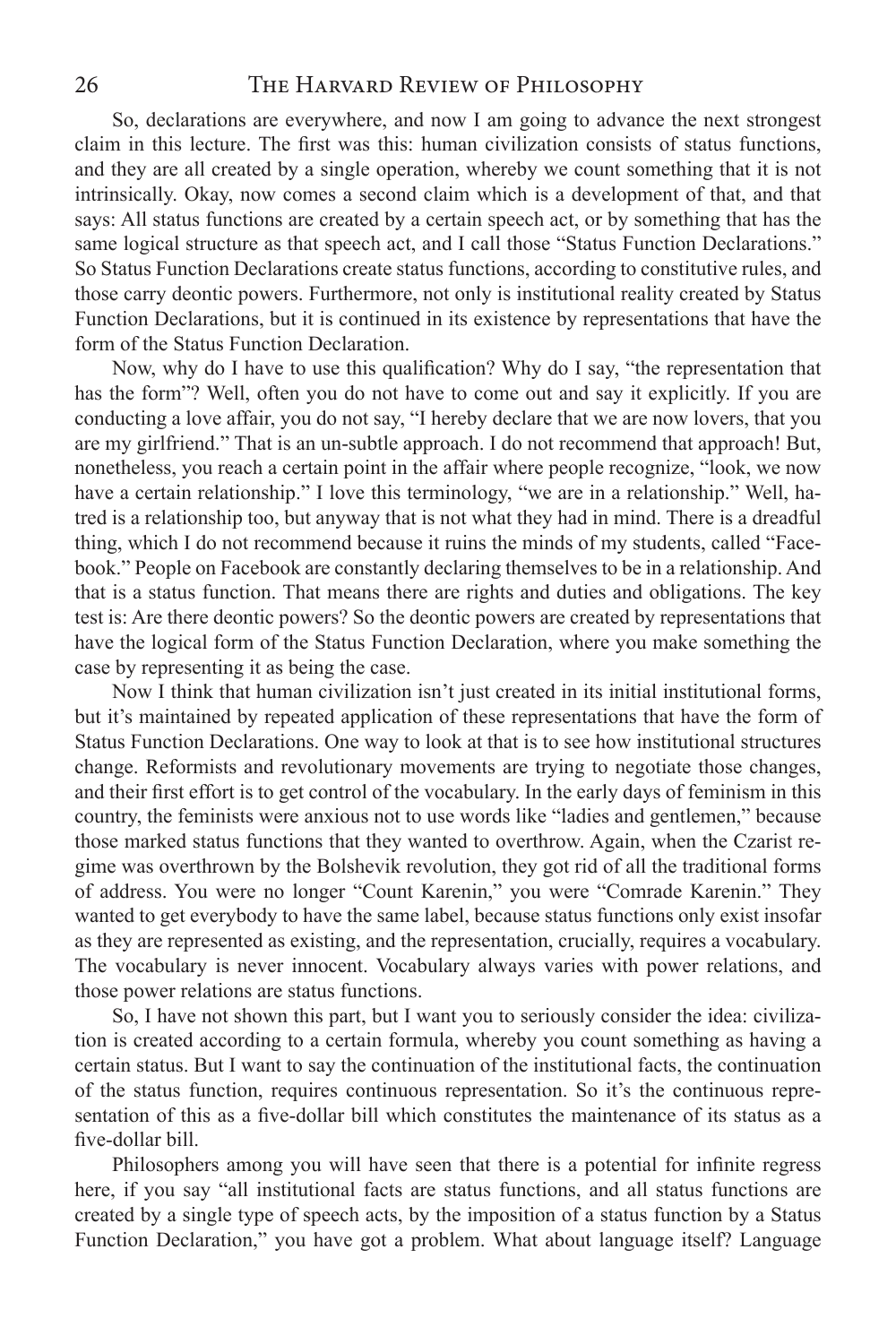So, declarations are everywhere, and now I am going to advance the next strongest claim in this lecture. The first was this: human civilization consists of status functions, and they are all created by a single operation, whereby we count something that it is not intrinsically. Okay, now comes a second claim which is a development of that, and that says: All status functions are created by a certain speech act, or by something that has the same logical structure as that speech act, and I call those "Status Function Declarations." So Status Function Declarations create status functions, according to constitutive rules, and those carry deontic powers. Furthermore, not only is institutional reality created by Status Function Declarations, but it is continued in its existence by representations that have the form of the Status Function Declaration.

Now, why do I have to use this qualification? Why do I say, "the representation that has the form"? Well, often you do not have to come out and say it explicitly. If you are conducting a love affair, you do not say, "I hereby declare that we are now lovers, that you are my girlfriend." That is an un-subtle approach. I do not recommend that approach! But, nonetheless, you reach a certain point in the affair where people recognize, "look, we now have a certain relationship." I love this terminology, "we are in a relationship." Well, hatred is a relationship too, but anyway that is not what they had in mind. There is a dreadful thing, which I do not recommend because it ruins the minds of my students, called "Facebook." People on Facebook are constantly declaring themselves to be in a relationship. And that is a status function. That means there are rights and duties and obligations. The key test is: Are there deontic powers? So the deontic powers are created by representations that have the logical form of the Status Function Declaration, where you make something the case by representing it as being the case.

Now I think that human civilization isn't just created in its initial institutional forms, but it's maintained by repeated application of these representations that have the form of Status Function Declarations. One way to look at that is to see how institutional structures change. Reformists and revolutionary movements are trying to negotiate those changes, and their first effort is to get control of the vocabulary. In the early days of feminism in this country, the feminists were anxious not to use words like "ladies and gentlemen," because those marked status functions that they wanted to overthrow. Again, when the Czarist regime was overthrown by the Bolshevik revolution, they got rid of all the traditional forms of address. You were no longer "Count Karenin," you were "Comrade Karenin." They wanted to get everybody to have the same label, because status functions only exist insofar as they are represented as existing, and the representation, crucially, requires a vocabulary. The vocabulary is never innocent. Vocabulary always varies with power relations, and those power relations are status functions.

So, I have not shown this part, but I want you to seriously consider the idea: civilization is created according to a certain formula, whereby you count something as having a certain status. But I want to say the continuation of the institutional facts, the continuation of the status function, requires continuous representation. So it's the continuous representation of this as a five-dollar bill which constitutes the maintenance of its status as a five-dollar bill.

Philosophers among you will have seen that there is a potential for infinite regress here, if you say "all institutional facts are status functions, and all status functions are created by a single type of speech acts, by the imposition of a status function by a Status Function Declaration," you have got a problem. What about language itself? Language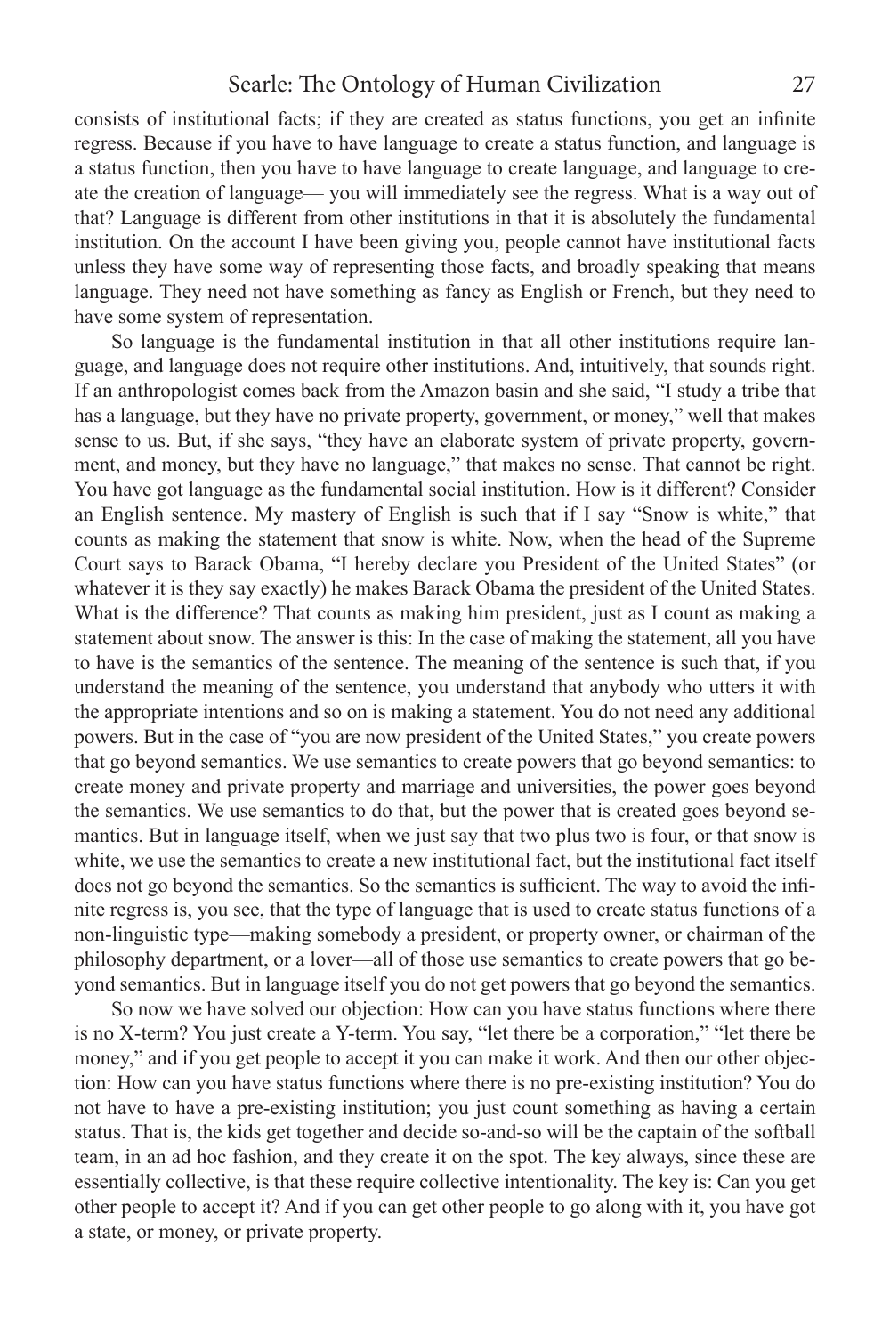consists of institutional facts; if they are created as status functions, you get an infinite regress. Because if you have to have language to create a status function, and language is a status function, then you have to have language to create language, and language to create the creation of language— you will immediately see the regress. What is a way out of that? Language is different from other institutions in that it is absolutely the fundamental institution. On the account I have been giving you, people cannot have institutional facts unless they have some way of representing those facts, and broadly speaking that means language. They need not have something as fancy as English or French, but they need to have some system of representation.

So language is the fundamental institution in that all other institutions require language, and language does not require other institutions. And, intuitively, that sounds right. If an anthropologist comes back from the Amazon basin and she said, "I study a tribe that has a language, but they have no private property, government, or money," well that makes sense to us. But, if she says, "they have an elaborate system of private property, government, and money, but they have no language," that makes no sense. That cannot be right. You have got language as the fundamental social institution. How is it different? Consider an English sentence. My mastery of English is such that if I say "Snow is white," that counts as making the statement that snow is white. Now, when the head of the Supreme Court says to Barack Obama, "I hereby declare you President of the United States" (or whatever it is they say exactly) he makes Barack Obama the president of the United States. What is the difference? That counts as making him president, just as I count as making a statement about snow. The answer is this: In the case of making the statement, all you have to have is the semantics of the sentence. The meaning of the sentence is such that, if you understand the meaning of the sentence, you understand that anybody who utters it with the appropriate intentions and so on is making a statement. You do not need any additional powers. But in the case of "you are now president of the United States," you create powers that go beyond semantics. We use semantics to create powers that go beyond semantics: to create money and private property and marriage and universities, the power goes beyond the semantics. We use semantics to do that, but the power that is created goes beyond semantics. But in language itself, when we just say that two plus two is four, or that snow is white, we use the semantics to create a new institutional fact, but the institutional fact itself does not go beyond the semantics. So the semantics is sufficient. The way to avoid the infinite regress is, you see, that the type of language that is used to create status functions of a non-linguistic type—making somebody a president, or property owner, or chairman of the philosophy department, or a lover—all of those use semantics to create powers that go beyond semantics. But in language itself you do not get powers that go beyond the semantics.

So now we have solved our objection: How can you have status functions where there is no X-term? You just create a Y-term. You say, "let there be a corporation," "let there be money," and if you get people to accept it you can make it work. And then our other objection: How can you have status functions where there is no pre-existing institution? You do not have to have a pre-existing institution; you just count something as having a certain status. That is, the kids get together and decide so-and-so will be the captain of the softball team, in an ad hoc fashion, and they create it on the spot. The key always, since these are essentially collective, is that these require collective intentionality. The key is: Can you get other people to accept it? And if you can get other people to go along with it, you have got a state, or money, or private property.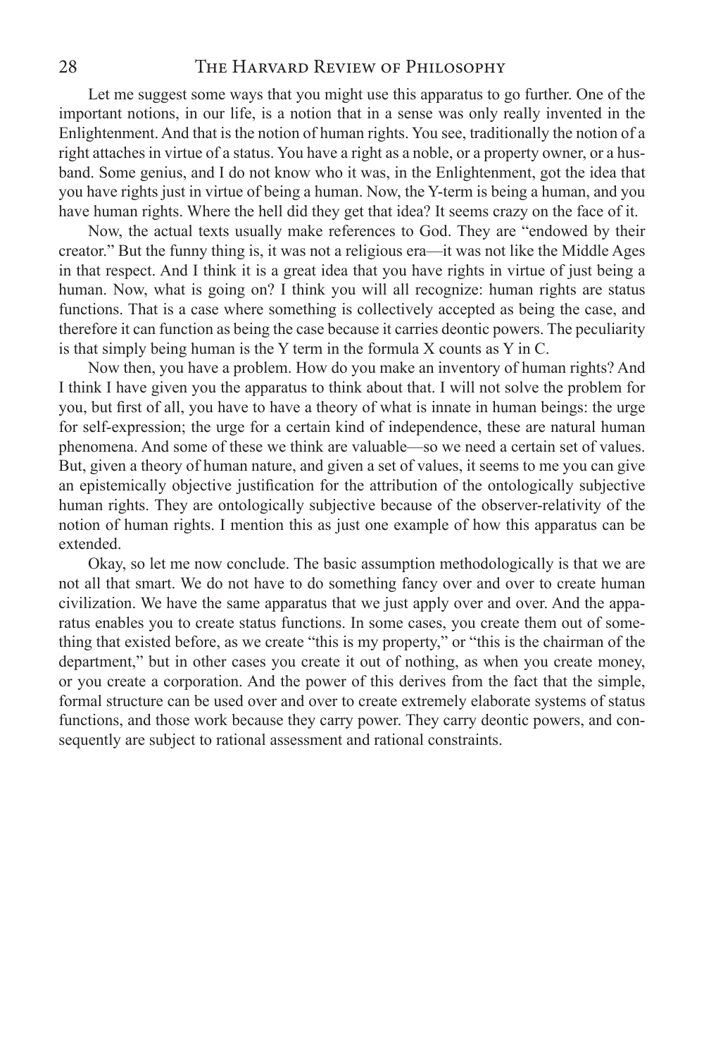Let me suggest some ways that you might use this apparatus to go further. One of the important notions, in our life, is a notion that in a sense was only really invented in the Enlightenment. And that is the notion of human rights. You see, traditionally the notion of a right attaches in virtue of a status. You have a right as a noble, or a property owner, or a husband. Some genius, and I do not know who it was, in the Enlightenment, got the idea that you have rights just in virtue of being a human. Now, the Y-term is being a human, and you have human rights. Where the hell did they get that idea? It seems crazy on the face of it.

Now, the actual texts usually make references to God. They are "endowed by their creator." But the funny thing is, it was not a religious era—it was not like the Middle Ages in that respect. And I think it is a great idea that you have rights in virtue of just being a human. Now, what is going on? I think you will all recognize: human rights are status functions. That is a case where something is collectively accepted as being the case, and therefore it can function as being the case because it carries deontic powers. The peculiarity is that simply being human is the Y term in the formula X counts as Y in C.

Now then, you have a problem. How do you make an inventory of human rights? And I think I have given you the apparatus to think about that. I will not solve the problem for you, but first of all, you have to have a theory of what is innate in human beings: the urge for self-expression; the urge for a certain kind of independence, these are natural human phenomena. And some of these we think are valuable—so we need a certain set of values. But, given a theory of human nature, and given a set of values, it seems to me you can give an epistemically objective justification for the attribution of the ontologically subjective human rights. They are ontologically subjective because of the observer-relativity of the notion of human rights. I mention this as just one example of how this apparatus can be extended.

Okay, so let me now conclude. The basic assumption methodologically is that we are not all that smart. We do not have to do something fancy over and over to create human civilization. We have the same apparatus that we just apply over and over. And the apparatus enables you to create status functions. In some cases, you create them out of something that existed before, as we create "this is my property," or "this is the chairman of the department," but in other cases you create it out of nothing, as when you create money, or you create a corporation. And the power of this derives from the fact that the simple, formal structure can be used over and over to create extremely elaborate systems of status functions, and those work because they carry power. They carry deontic powers, and consequently are subject to rational assessment and rational constraints.